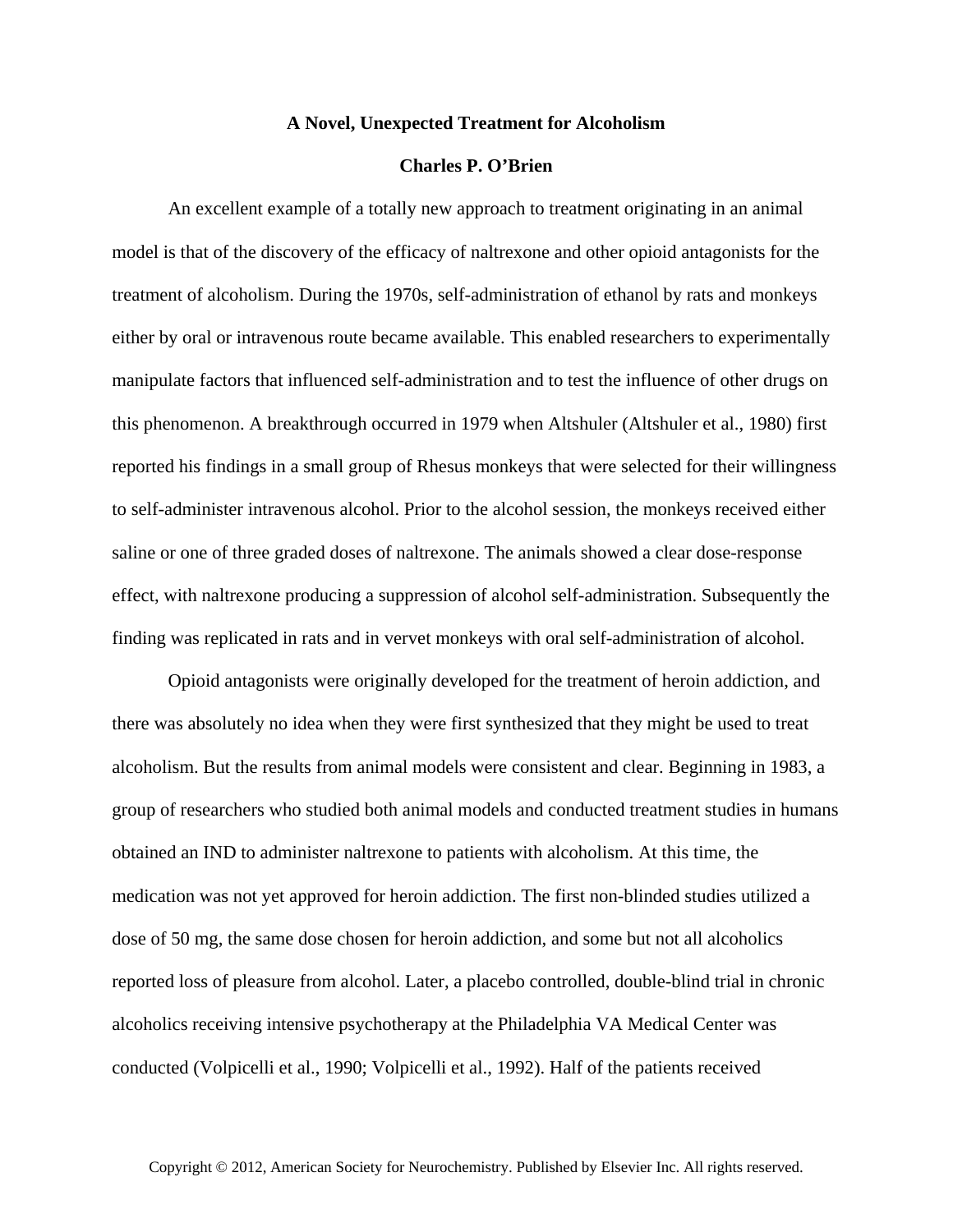# A Novel, Unexpected Treatment for Alcoholism

**Charles P. O'Brien**

An excellent example of a totally new approach to treatment originating in an animal model is that of the discovery of the efficacy of naltrexone and other opioid antagonists for the treatment of alcoholism. During the 1970s, self-administration of ethanol by rats and monkeys either by oral or intravenous route became available. This enabled researchers to experimentally manipulate factors that influenced self-administration and to test the influence of other drugs on this phenomenon. A breakthrough occurred in 1979 when Altshuler (Altshuler et al., 1980) first reported his findings in a small group of Rhesus monkeys that were selected for their willingness to self-administer intravenous alcohol. Prior to the alcohol session, the monkeys received either saline or one of three graded doses of naltrexone. The animals showed a clear dose-response effect, with naltrexone producing a suppression of alcohol self-administration. Subsequently the finding was replicated in rats and in vervet monkeys with oral self-administration of alcohol.

Opioid antagonists were originally developed for the treatment of heroin addiction, and there was absolutely no idea when they were first synthesized that they might be used to treat alcoholism. But the results from animal models were consistent and clear. Beginning in 1983, a group of researchers who studied both animal models and conducted treatment studies in humans obtained an IND to administer naltrexone to patients with alcoholism. At this time, the medication was not yet approved for heroin addiction. The first non-blinded studies utilized a dose of 50 mg, the same dose chosen for heroin addiction, and some but not all alcoholics reported loss of pleasure from alcohol. Later, a placebo controlled, double-blind trial in chronic alcoholics receiving intensive psychotherapy at the Philadelphia VA Medical Center was conducted (Volpicelli et al., 1990; Volpicelli et al., 1992). Half of the patients received

Copyright © 2012, American Society for Neurochemistry. Published by Elsevier Inc. All rights reserved.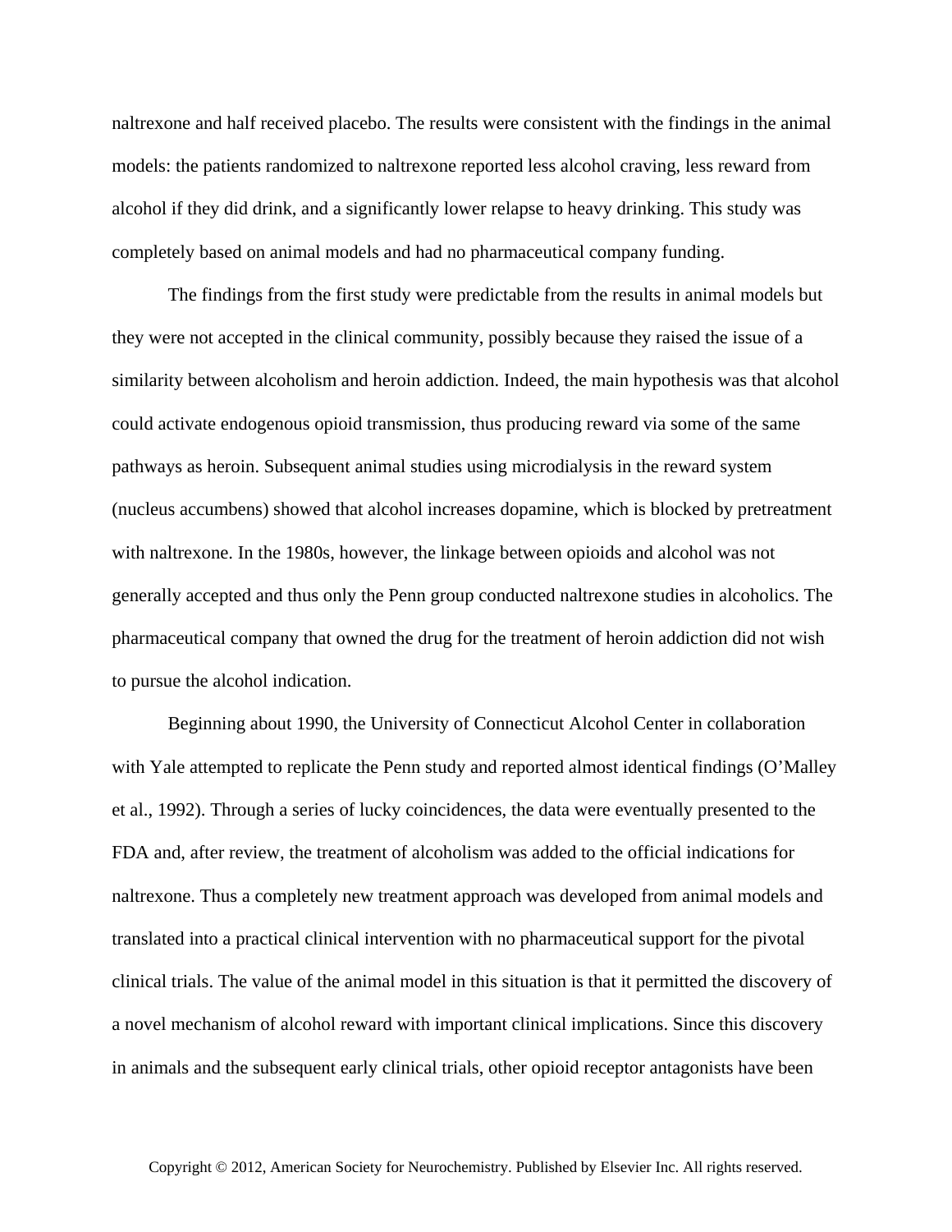naltrexone and half received placebo. The results were consistent with the findings in the animal models: the patients randomized to naltrexone reported less alcohol craving, less reward from alcohol if they did drink, and a significantly lower relapse to heavy drinking. This study was completely based on animal models and had no pharmaceutical company funding.

The findings from the first study were predictable from the results in animal models but they were not accepted in the clinical community, possibly because they raised the issue of a similarity between alcoholism and heroin addiction. Indeed, the main hypothesis was that alcohol could activate endogenous opioid transmission, thus producing reward via some of the same pathways as heroin. Subsequent animal studies using microdialysis in the reward system (nucleus accumbens) showed that alcohol increases dopamine, which is blocked by pretreatment with naltrexone. In the 1980s, however, the linkage between opioids and alcohol was not generally accepted and thus only the Penn group conducted naltrexone studies in alcoholics. The pharmaceutical company that owned the drug for the treatment of heroin addiction did not wish to pursue the alcohol indication.

Beginning about 1990, the University of Connecticut Alcohol Center in collaboration with Yale attempted to replicate the Penn study and reported almost identical findings (O'Malley et al., 1992). Through a series of lucky coincidences, the data were eventually presented to the FDA and, after review, the treatment of alcoholism was added to the official indications for naltrexone. Thus a completely new treatment approach was developed from animal models and translated into a practical clinical intervention with no pharmaceutical support for the pivotal clinical trials. The value of the animal model in this situation is that it permitted the discovery of a novel mechanism of alcohol reward with important clinical implications. Since this discovery in animals and the subsequent early clinical trials, other opioid receptor antagonists have been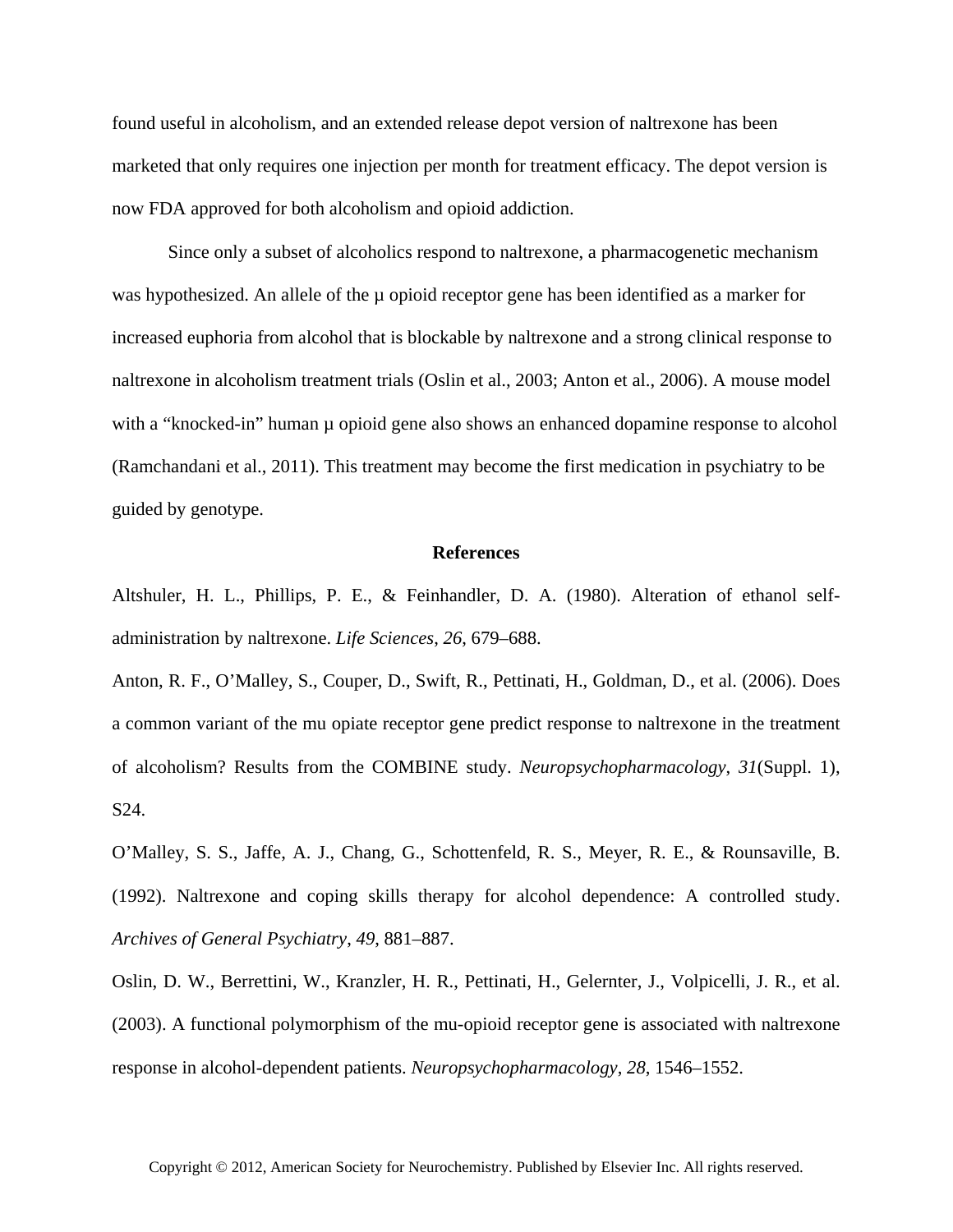found useful in alcoholism, and an extended release depot version of naltrexone has been marketed that only requires one injection per month for treatment efficacy. The depot version is now FDA approved for both alcoholism and opioid addiction.

Since only a subset of alcoholics respond to naltrexone, a pharmacogenetic mechanism was hypothesized. An allele of the μ opioid receptor gene has been identified as a marker for increased euphoria from alcohol that is blockable by naltrexone and a strong clinical response to naltrexone in alcoholism treatment trials (Oslin et al., 2003; Anton et al., 2006). A mouse model with a “knocked-in” human μ opioid gene also shows an enhanced dopamine response to alcohol (Ramchandani et al., 2011). This treatment may become the first medication in psychiatry to be guided by genotype.

## References

Altshuler, H. L., Phillips, P. E., & Feinhandler, D. A. (1980). Alteration of ethanol self-administration by naltrexone. *Life Sciences*, *26*, 679–688.

Anton, R. F., O’Malley, S., Couper, D., Swift, R., Pettinati, H., Goldman, D., et al. (2006). Does a common variant of the mu opiate receptor gene predict response to naltrexone in the treatment of alcoholism? Results from the COMBINE study. *Neuropsychopharmacology*, *31*(Suppl. 1), S24.

O’Malley, S. S., Jaffe, A. J., Chang, G., Schottenfeld, R. S., Meyer, R. E., & Rounsaville, B. (1992). Naltrexone and coping skills therapy for alcohol dependence: A controlled study. *Archives of General Psychiatry*, *49*, 881–887.

Oslin, D. W., Berrettini, W., Kranzler, H. R., Pettinati, H., Gelernter, J., Volpicelli, J. R., et al. (2003). A functional polymorphism of the mu-opioid receptor gene is associated with naltrexone response in alcohol-dependent patients. *Neuropsychopharmacology*, *28*, 1546–1552.

Copyright © 2012, American Society for Neurochemistry. Published by Elsevier Inc. All rights reserved.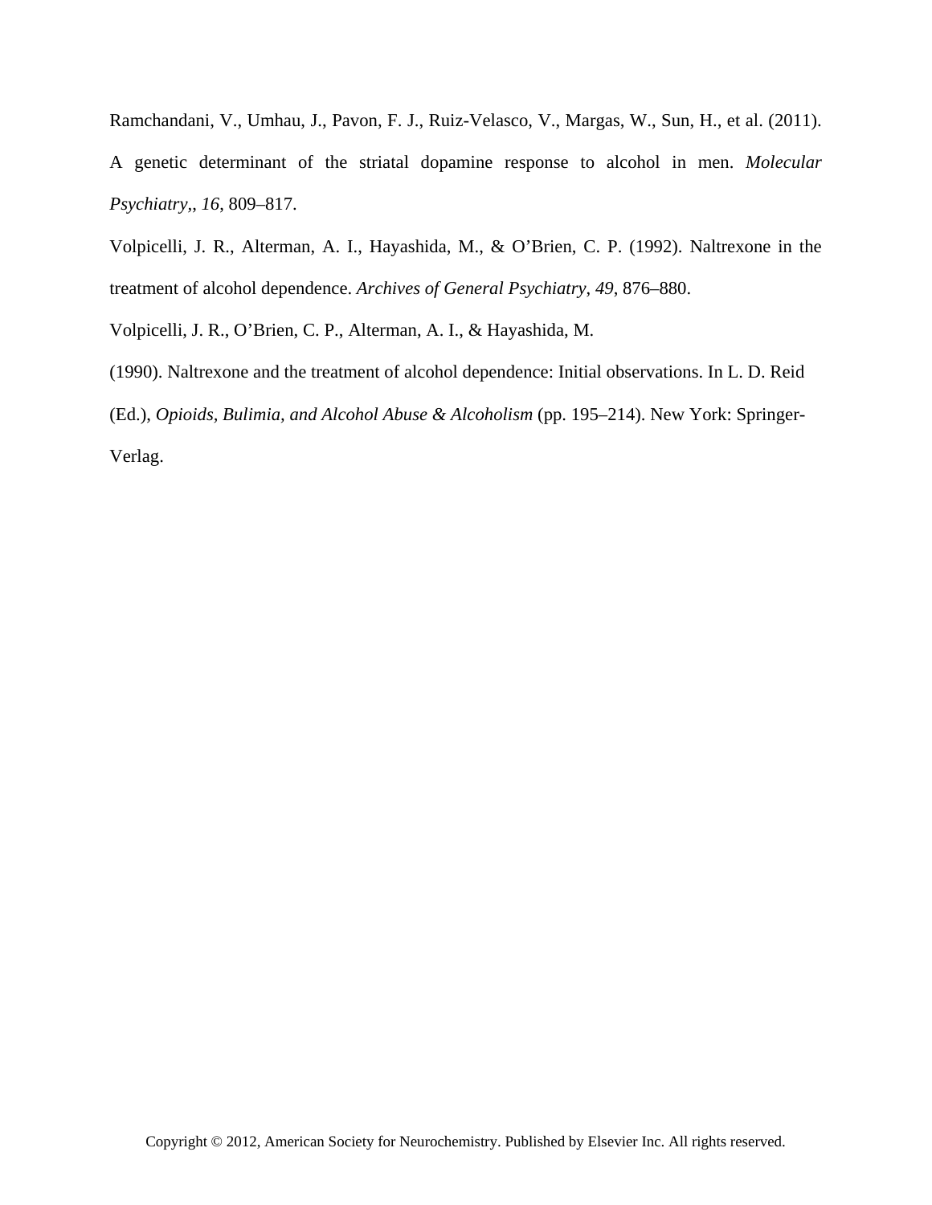Ramchandani, V., Umhau, J., Pavon, F. J., Ruiz-Velasco, V., Margas, W., Sun, H., et al. (2011). A genetic determinant of the striatal dopamine response to alcohol in men. *Molecular Psychiatry,*, *16*, 809–817.

Volpicelli, J. R., Alterman, A. I., Hayashida, M., & O'Brien, C. P. (1992). Naltrexone in the treatment of alcohol dependence. *Archives of General Psychiatry*, *49*, 876–880.

Volpicelli, J. R., O'Brien, C. P., Alterman, A. I., & Hayashida, M. (1990). Naltrexone and the treatment of alcohol dependence: Initial observations. In L. D. Reid (Ed.), *Opioids, Bulimia, and Alcohol Abuse & Alcoholism* (pp. 195–214). New York: Springer-Verlag.

Copyright © 2012, American Society for Neurochemistry. Published by Elsevier Inc. All rights reserved.